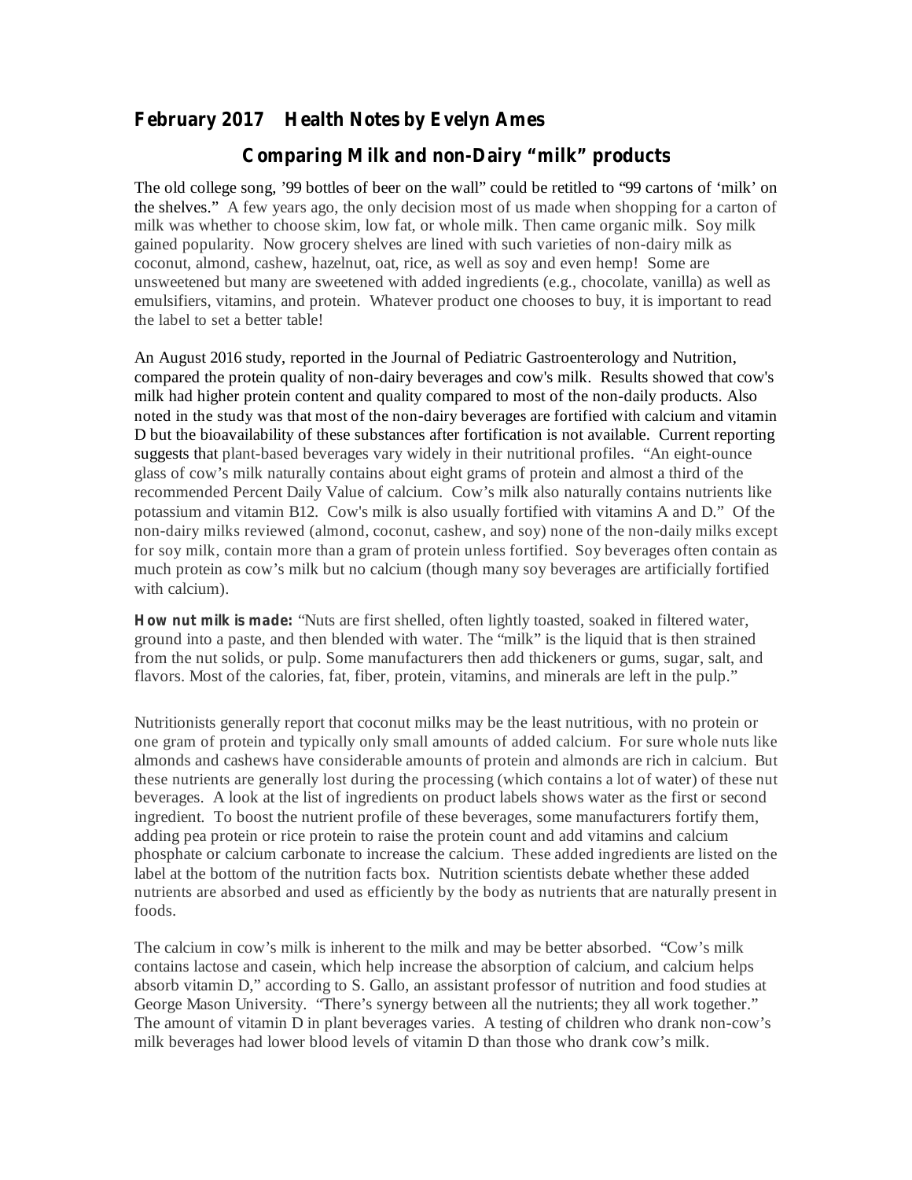**February 2017 Health Notes by Evelyn Ames**

## Comparing Milk and non-Dairy "milk" products

The old college song, '99 bottles of beer on the wall" could be retitled to "99 cartons of 'milk' on the shelves." A few years ago, the only decision most of us made when shopping for a carton of milk was whether to choose skim, low fat, or whole milk. Then came organic milk. Soy milk gained popularity. Now grocery shelves are lined with such varieties of non-dairy milk as coconut, almond, cashew, hazelnut, oat, rice, as well as soy and even hemp! Some are unsweetened but many are sweetened with added ingredients (e.g., chocolate, vanilla) as well as emulsifiers, vitamins, and protein. Whatever product one chooses to buy, it is important to read the label to set a better table!

An August 2016 study, reported in the Journal of Pediatric Gastroenterology and Nutrition, compared the protein quality of non-dairy beverages and cow's milk. Results showed that cow's milk had higher protein content and quality compared to most of the non-daily products. Also noted in the study was that most of the non-dairy beverages are fortified with calcium and vitamin D but the bioavailability of these substances after fortification is not available. Current reporting suggests that plant-based beverages vary widely in their nutritional profiles. "An eight-ounce glass of cow's milk naturally contains about eight grams of protein and almost a third of the recommended Percent Daily Value of calcium. Cow's milk also naturally contains nutrients like potassium and vitamin B12. Cow's milk is also usually fortified with vitamins A and D." Of the non-dairy milks reviewed (almond, coconut, cashew, and soy) none of the non-daily milks except for soy milk, contain more than a gram of protein unless fortified. Soy beverages often contain as much protein as cow's milk but no calcium (though many soy beverages are artificially fortified with calcium).

**How nut milk is made:** "Nuts are first shelled, often lightly toasted, soaked in filtered water, ground into a paste, and then blended with water. The "milk" is the liquid that is then strained from the nut solids, or pulp. Some manufacturers then add thickeners or gums, sugar, salt, and flavors. Most of the calories, fat, fiber, protein, vitamins, and minerals are left in the pulp."

Nutritionists generally report that coconut milks may be the least nutritious, with no protein or one gram of protein and typically only small amounts of added calcium. For sure whole nuts like almonds and cashews have considerable amounts of protein and almonds are rich in calcium. But these nutrients are generally lost during the processing (which contains a lot of water) of these nut beverages. A look at the list of ingredients on product labels shows water as the first or second ingredient. To boost the nutrient profile of these beverages, some manufacturers fortify them, adding pea protein or rice protein to raise the protein count and add vitamins and calcium phosphate or calcium carbonate to increase the calcium. These added ingredients are listed on the label at the bottom of the nutrition facts box. Nutrition scientists debate whether these added nutrients are absorbed and used as efficiently by the body as nutrients that are naturally present in foods.

The calcium in cow's milk is inherent to the milk and may be better absorbed. "Cow's milk contains lactose and casein, which help increase the absorption of calcium, and calcium helps absorb vitamin D," according to S. Gallo, an assistant professor of nutrition and food studies at George Mason University. "There's synergy between all the nutrients; they all work together." The amount of vitamin D in plant beverages varies. A testing of children who drank non-cow's milk beverages had lower blood levels of vitamin D than those who drank cow's milk.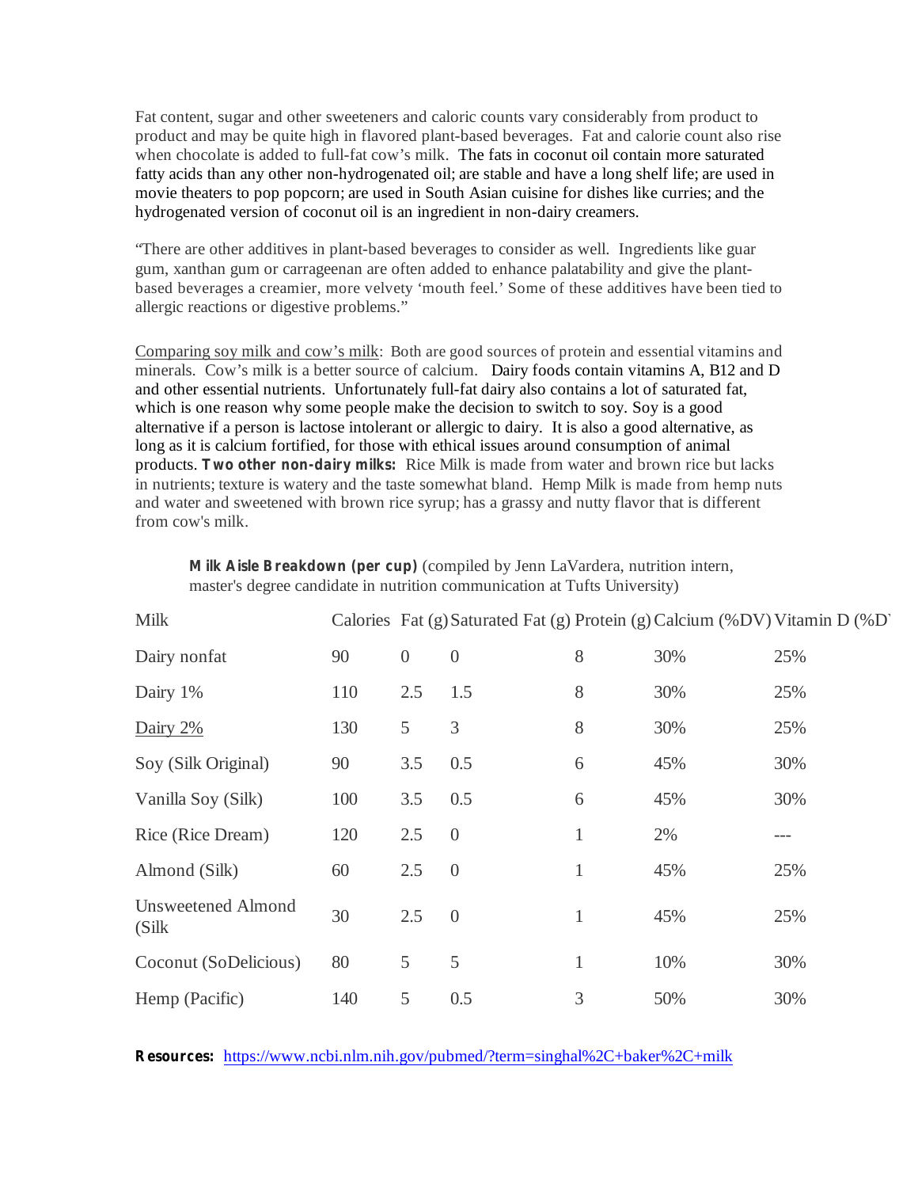Fat content, sugar and other sweeteners and caloric counts vary considerably from product to product and may be quite high in flavored plant-based beverages. Fat and calorie count also rise when chocolate is added to full-fat cow's milk. The fats in coconut oil contain more saturated fatty acids than any other non-hydrogenated oil; are stable and have a long shelf life; are used in movie theaters to pop popcorn; are used in South Asian cuisine for dishes like curries; and the hydrogenated version of coconut oil is an ingredient in non-dairy creamers.

"There are other additives in plant-based beverages to consider as well. Ingredients like guar gum, xanthan gum or carrageenan are often added to enhance palatability and give the plant-based beverages a creamier, more velvety 'mouth feel.' Some of these additives have been tied to allergic reactions or digestive problems."

<u>Comparing soy milk and cow's milk</u>: Both are good sources of protein and essential vitamins and minerals. Cow's milk is a better source of calcium. Dairy foods contain vitamins A, B12 and D and other essential nutrients. Unfortunately full-fat dairy also contains a lot of saturated fat, which is one reason why some people make the decision to switch to soy. Soy is a good alternative if a person is lactose intolerant or allergic to dairy. It is also a good alternative, as long as it is calcium fortified, for those with ethical issues around consumption of animal products. **Two other non-dairy milks:** Rice Milk is made from water and brown rice but lacks in nutrients; texture is watery and the taste somewhat bland. Hemp Milk is made from hemp nuts and water and sweetened with brown rice syrup; has a grassy and nutty flavor that is different from cow's milk.

**Milk Aisle Breakdown (per cup)** (compiled by Jenn LaVardera, nutrition intern, master's degree candidate in nutrition communication at Tufts University)

| Milk | Calories | Fat (g) | Saturated Fat (g) | Protein (g) | Calcium (%DV) | Vitamin D (%D |
|---|---|---|---|---|---|---|
| Dairy nonfat | 90 | 0 | 0 | 8 | 30% | 25% |
| Dairy 1% | 110 | 2.5 | 1.5 | 8 | 30% | 25% |
| <u>Dairy 2%</u> | 130 | 5 | 3 | 8 | 30% | 25% |
| Soy (Silk Original) | 90 | 3.5 | 0.5 | 6 | 45% | 30% |
| Vanilla Soy (Silk) | 100 | 3.5 | 0.5 | 6 | 45% | 30% |
| Rice (Rice Dream) | 120 | 2.5 | 0 | 1 | 2% | --- |
| Almond (Silk) | 60 | 2.5 | 0 | 1 | 45% | 25% |
| Unsweetened Almond (Silk | 30 | 2.5 | 0 | 1 | 45% | 25% |
| Coconut (SoDelicious) | 80 | 5 | 5 | 1 | 10% | 30% |
| Hemp (Pacific) | 140 | 5 | 0.5 | 3 | 50% | 30% |

**Resources:** https://www.ncbi.nlm.nih.gov/pubmed/?term=singhal%2C+baker%2C+milk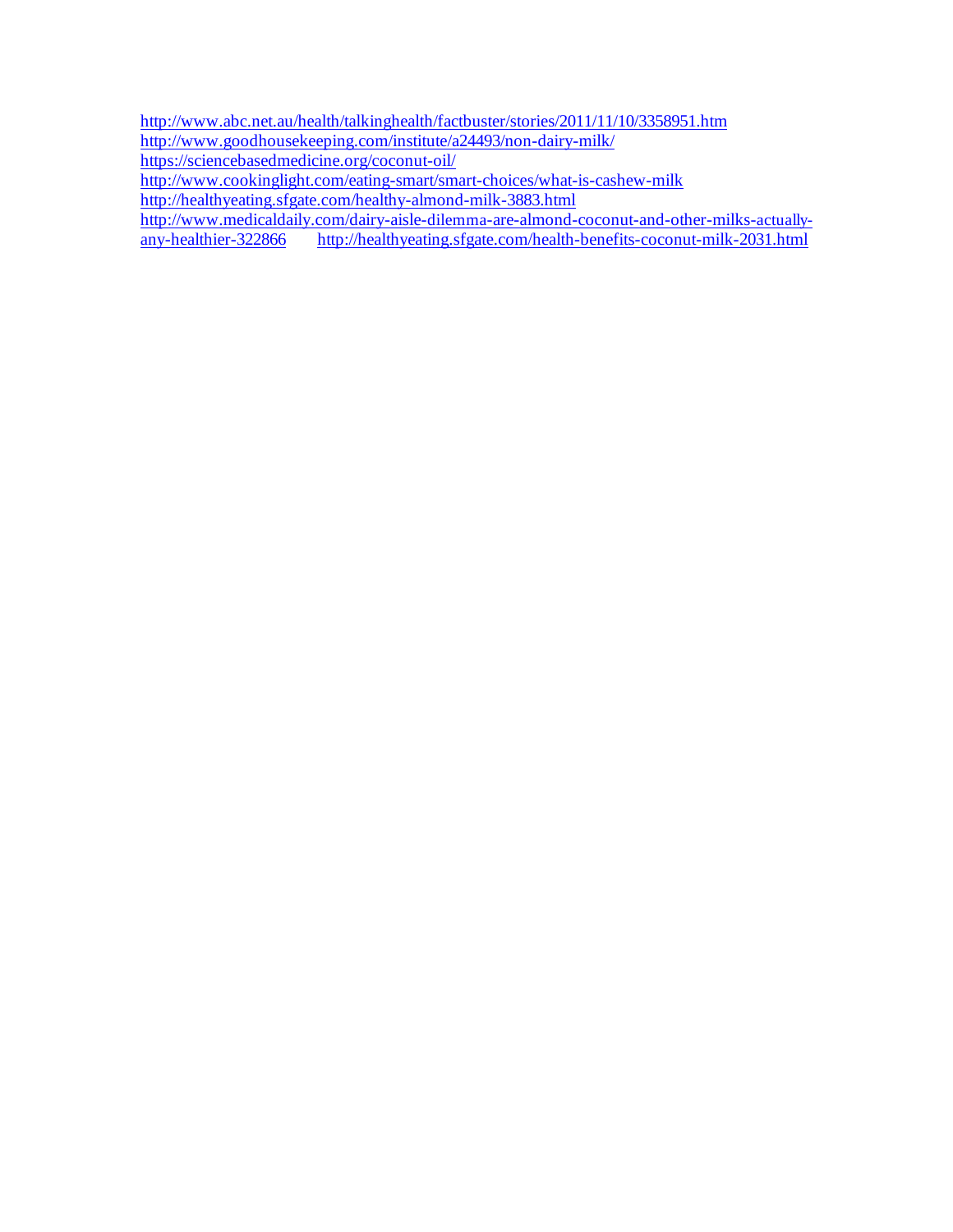http://www.abc.net.au/health/talkinghealth/factbuster/stories/2011/11/10/3358951.htm
http://www.goodhousekeeping.com/institute/a24493/non-dairy-milk/
https://sciencebasedmedicine.org/coconut-oil/
http://www.cookinglight.com/eating-smart/smart-choices/what-is-cashew-milk
http://healthyeating.sfgate.com/healthy-almond-milk-3883.html
http://www.medicaldaily.com/dairy-aisle-dilemma-are-almond-coconut-and-other-milks-actually-any-healthier-322866 http://healthyeating.sfgate.com/health-benefits-coconut-milk-2031.html